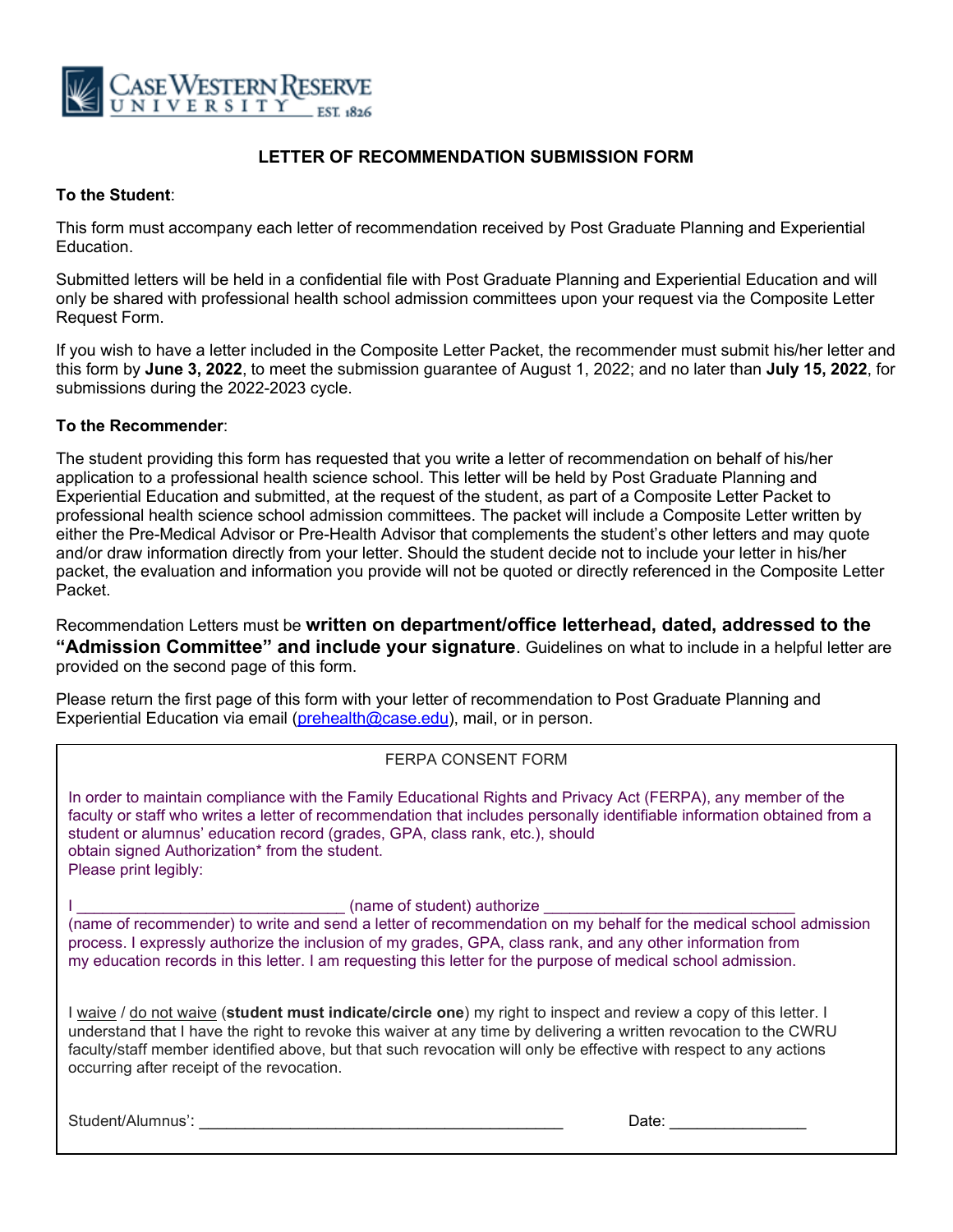CASE WESTERN RESERVE UNIVERSITY EST. 1826

## LETTER OF RECOMMENDATION SUBMISSION FORM

**To the Student**:

This form must accompany each letter of recommendation received by Post Graduate Planning and Experiential Education.

Submitted letters will be held in a confidential file with Post Graduate Planning and Experiential Education and will only be shared with professional health school admission committees upon your request via the Composite Letter Request Form.

If you wish to have a letter included in the Composite Letter Packet, the recommender must submit his/her letter and this form by **June 3, 2022**, to meet the submission guarantee of August 1, 2022; and no later than **July 15, 2022**, for submissions during the 2022-2023 cycle.

**To the Recommender**:

The student providing this form has requested that you write a letter of recommendation on behalf of his/her application to a professional health science school. This letter will be held by Post Graduate Planning and Experiential Education and submitted, at the request of the student, as part of a Composite Letter Packet to professional health science school admission committees. The packet will include a Composite Letter written by either the Pre-Medical Advisor or Pre-Health Advisor that complements the student's other letters and may quote and/or draw information directly from your letter. Should the student decide not to include your letter in his/her packet, the evaluation and information you provide will not be quoted or directly referenced in the Composite Letter Packet.

Recommendation Letters must be **written on department/office letterhead, dated, addressed to the "Admission Committee" and include your signature**. Guidelines on what to include in a helpful letter are provided on the second page of this form.

Please return the first page of this form with your letter of recommendation to Post Graduate Planning and Experiential Education via email (prehealth@case.edu), mail, or in person.

---

FERPA CONSENT FORM

In order to maintain compliance with the Family Educational Rights and Privacy Act (FERPA), any member of the faculty or staff who writes a letter of recommendation that includes personally identifiable information obtained from a student or alumnus' education record (grades, GPA, class rank, etc.), should obtain signed Authorization* from the student.
Please print legibly:

I _______________________________ (name of student) authorize _____________________________ (name of recommender) to write and send a letter of recommendation on my behalf for the medical school admission process. I expressly authorize the inclusion of my grades, GPA, class rank, and any other information from my education records in this letter. I am requesting this letter for the purpose of medical school admission.

I waive / do not waive (**student must indicate/circle one**) my right to inspect and review a copy of this letter. I understand that I have the right to revoke this waiver at any time by delivering a written revocation to the CWRU faculty/staff member identified above, but that such revocation will only be effective with respect to any actions occurring after receipt of the revocation.

Student/Alumnus': __________________________________________ Date: _______________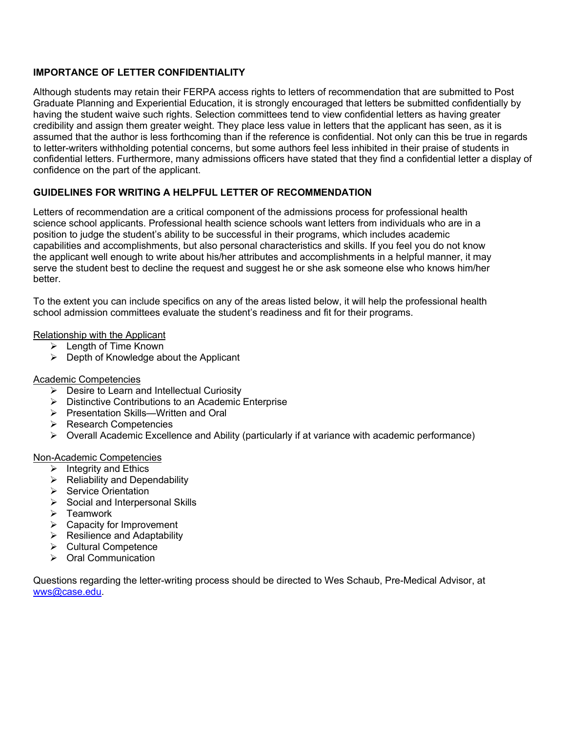## IMPORTANCE OF LETTER CONFIDENTIALITY

Although students may retain their FERPA access rights to letters of recommendation that are submitted to Post Graduate Planning and Experiential Education, it is strongly encouraged that letters be submitted confidentially by having the student waive such rights. Selection committees tend to view confidential letters as having greater credibility and assign them greater weight. They place less value in letters that the applicant has seen, as it is assumed that the author is less forthcoming than if the reference is confidential. Not only can this be true in regards to letter-writers withholding potential concerns, but some authors feel less inhibited in their praise of students in confidential letters. Furthermore, many admissions officers have stated that they find a confidential letter a display of confidence on the part of the applicant.

## GUIDELINES FOR WRITING A HELPFUL LETTER OF RECOMMENDATION

Letters of recommendation are a critical component of the admissions process for professional health science school applicants. Professional health science schools want letters from individuals who are in a position to judge the student's ability to be successful in their programs, which includes academic capabilities and accomplishments, but also personal characteristics and skills. If you feel you do not know the applicant well enough to write about his/her attributes and accomplishments in a helpful manner, it may serve the student best to decline the request and suggest he or she ask someone else who knows him/her better.

To the extent you can include specifics on any of the areas listed below, it will help the professional health school admission committees evaluate the student's readiness and fit for their programs.

<u>Relationship with the Applicant</u>

- Length of Time Known
- Depth of Knowledge about the Applicant

<u>Academic Competencies</u>

- Desire to Learn and Intellectual Curiosity
- Distinctive Contributions to an Academic Enterprise
- Presentation Skills—Written and Oral
- Research Competencies
- Overall Academic Excellence and Ability (particularly if at variance with academic performance)

<u>Non-Academic Competencies</u>

- Integrity and Ethics
- Reliability and Dependability
- Service Orientation
- Social and Interpersonal Skills
- Teamwork
- Capacity for Improvement
- Resilience and Adaptability
- Cultural Competence
- Oral Communication

Questions regarding the letter-writing process should be directed to Wes Schaub, Pre-Medical Advisor, at wws@case.edu.